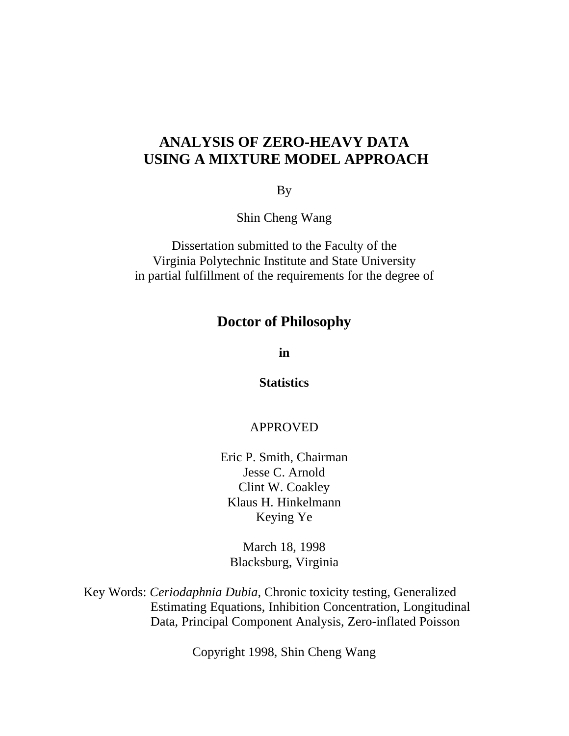# ANALYSIS OF ZERO-HEAVY DATA USING A MIXTURE MODEL APPROACH

By

Shin Cheng Wang

Dissertation submitted to the Faculty of the
Virginia Polytechnic Institute and State University
in partial fulfillment of the requirements for the degree of

## Doctor of Philosophy

**in**

**Statistics**

APPROVED

Eric P. Smith, Chairman
Jesse C. Arnold
Clint W. Coakley
Klaus H. Hinkelmann
Keying Ye

March 18, 1998
Blacksburg, Virginia

Key Words: *Ceriodaphnia Dubia,* Chronic toxicity testing, Generalized Estimating Equations, Inhibition Concentration, Longitudinal Data, Principal Component Analysis, Zero-inflated Poisson

Copyright 1998, Shin Cheng Wang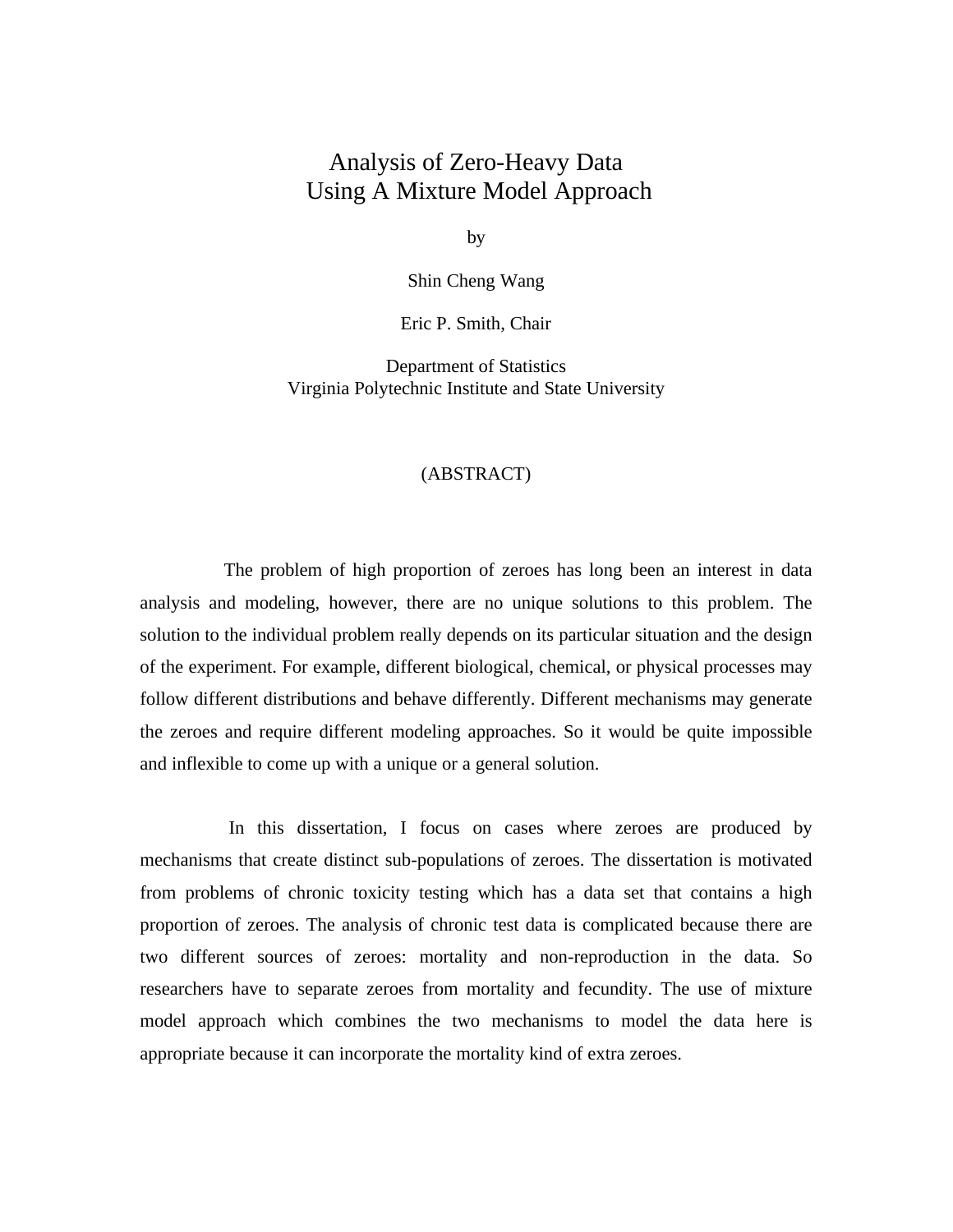# Analysis of Zero-Heavy Data Using A Mixture Model Approach

by

Shin Cheng Wang

Eric P. Smith, Chair

Department of Statistics
Virginia Polytechnic Institute and State University

(ABSTRACT)

The problem of high proportion of zeroes has long been an interest in data analysis and modeling, however, there are no unique solutions to this problem. The solution to the individual problem really depends on its particular situation and the design of the experiment. For example, different biological, chemical, or physical processes may follow different distributions and behave differently. Different mechanisms may generate the zeroes and require different modeling approaches. So it would be quite impossible and inflexible to come up with a unique or a general solution.

In this dissertation, I focus on cases where zeroes are produced by mechanisms that create distinct sub-populations of zeroes. The dissertation is motivated from problems of chronic toxicity testing which has a data set that contains a high proportion of zeroes. The analysis of chronic test data is complicated because there are two different sources of zeroes: mortality and non-reproduction in the data. So researchers have to separate zeroes from mortality and fecundity. The use of mixture model approach which combines the two mechanisms to model the data here is appropriate because it can incorporate the mortality kind of extra zeroes.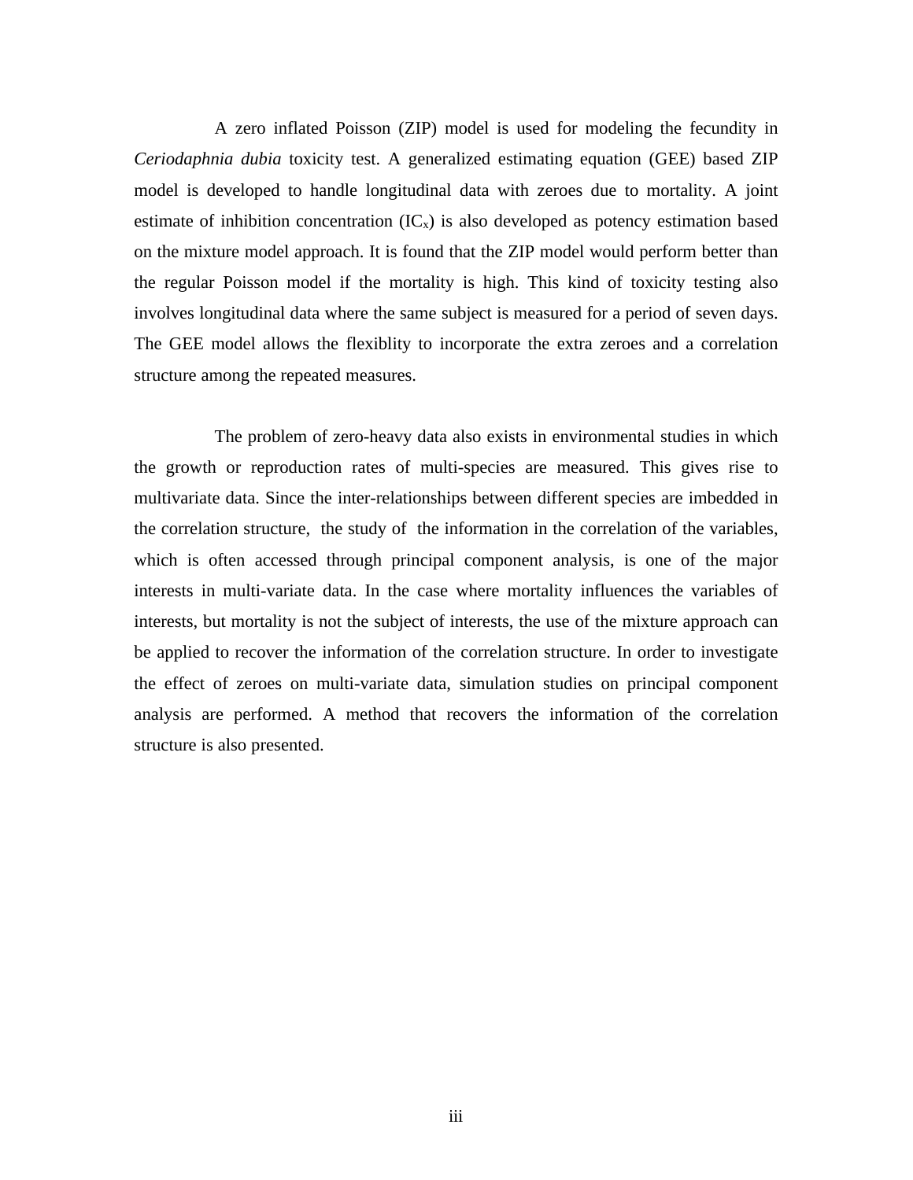A zero inflated Poisson (ZIP) model is used for modeling the fecundity in *Ceriodaphnia dubia* toxicity test. A generalized estimating equation (GEE) based ZIP model is developed to handle longitudinal data with zeroes due to mortality. A joint estimate of inhibition concentration ($IC_x$) is also developed as potency estimation based on the mixture model approach. It is found that the ZIP model would perform better than the regular Poisson model if the mortality is high. This kind of toxicity testing also involves longitudinal data where the same subject is measured for a period of seven days. The GEE model allows the flexiblity to incorporate the extra zeroes and a correlation structure among the repeated measures.

The problem of zero-heavy data also exists in environmental studies in which the growth or reproduction rates of multi-species are measured. This gives rise to multivariate data. Since the inter-relationships between different species are imbedded in the correlation structure, the study of the information in the correlation of the variables, which is often accessed through principal component analysis, is one of the major interests in multi-variate data. In the case where mortality influences the variables of interests, but mortality is not the subject of interests, the use of the mixture approach can be applied to recover the information of the correlation structure. In order to investigate the effect of zeroes on multi-variate data, simulation studies on principal component analysis are performed. A method that recovers the information of the correlation structure is also presented.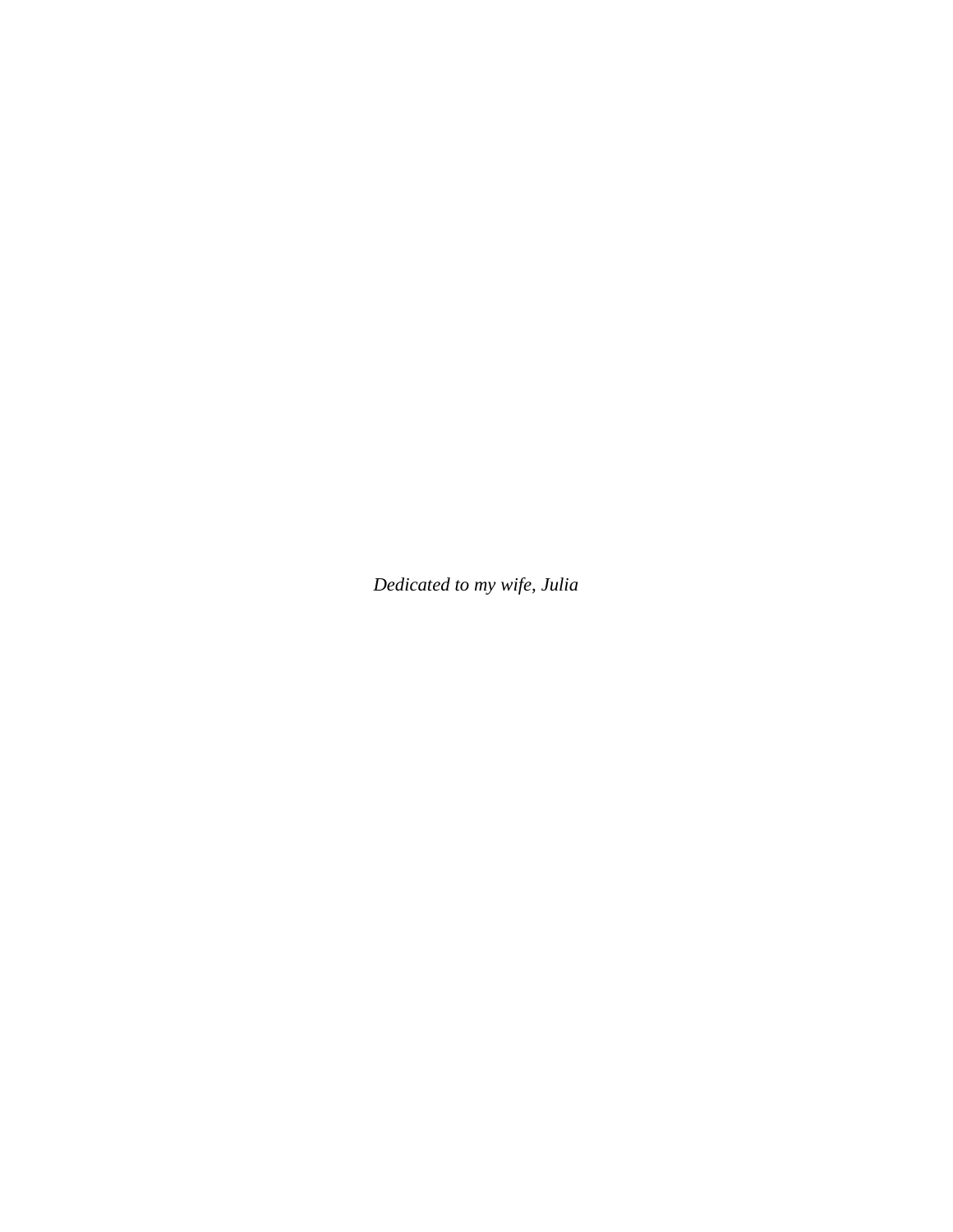*Dedicated to my wife, Julia*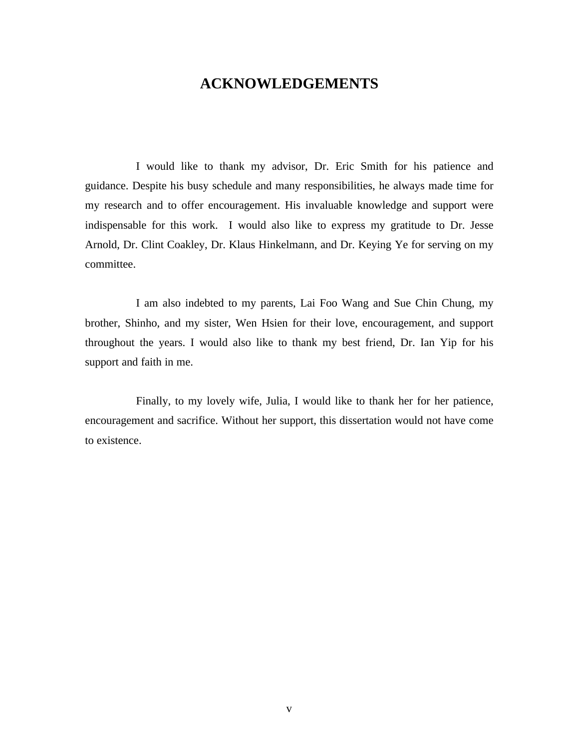# ACKNOWLEDGEMENTS

I would like to thank my advisor, Dr. Eric Smith for his patience and guidance. Despite his busy schedule and many responsibilities, he always made time for my research and to offer encouragement. His invaluable knowledge and support were indispensable for this work. I would also like to express my gratitude to Dr. Jesse Arnold, Dr. Clint Coakley, Dr. Klaus Hinkelmann, and Dr. Keying Ye for serving on my committee.

I am also indebted to my parents, Lai Foo Wang and Sue Chin Chung, my brother, Shinho, and my sister, Wen Hsien for their love, encouragement, and support throughout the years. I would also like to thank my best friend, Dr. Ian Yip for his support and faith in me.

Finally, to my lovely wife, Julia, I would like to thank her for her patience, encouragement and sacrifice. Without her support, this dissertation would not have come to existence.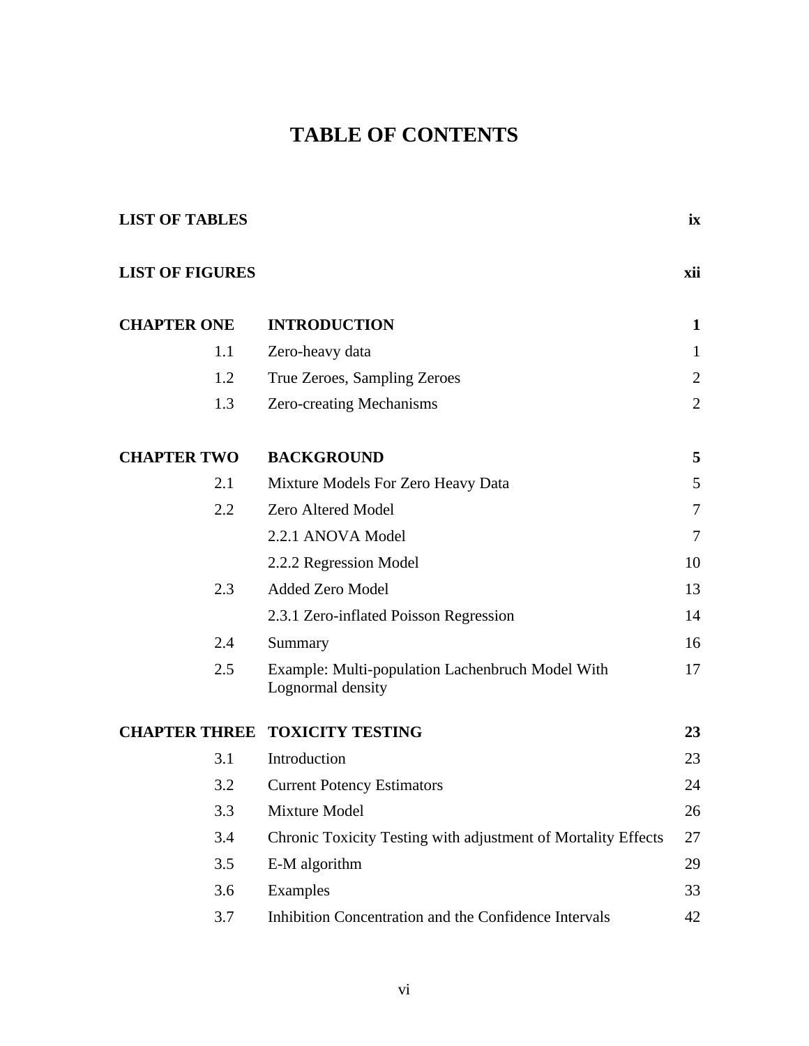# TABLE OF CONTENTS

| | | |
|---|---|---|
| **LIST OF TABLES** | | **ix** |
| **LIST OF FIGURES** | | **xii** |
| **CHAPTER ONE** | **INTRODUCTION** | **1** |
| 1.1 | Zero-heavy data | 1 |
| 1.2 | True Zeroes, Sampling Zeroes | 2 |
| 1.3 | Zero-creating Mechanisms | 2 |
| **CHAPTER TWO** | **BACKGROUND** | **5** |
| 2.1 | Mixture Models For Zero Heavy Data | 5 |
| 2.2 | Zero Altered Model | 7 |
| | 2.2.1 ANOVA Model | 7 |
| | 2.2.2 Regression Model | 10 |
| 2.3 | Added Zero Model | 13 |
| | 2.3.1 Zero-inflated Poisson Regression | 14 |
| 2.4 | Summary | 16 |
| 2.5 | Example: Multi-population Lachenbruch Model With Lognormal density | 17 |
| **CHAPTER THREE** | **TOXICITY TESTING** | **23** |
| 3.1 | Introduction | 23 |
| 3.2 | Current Potency Estimators | 24 |
| 3.3 | Mixture Model | 26 |
| 3.4 | Chronic Toxicity Testing with adjustment of Mortality Effects | 27 |
| 3.5 | E-M algorithm | 29 |
| 3.6 | Examples | 33 |
| 3.7 | Inhibition Concentration and the Confidence Intervals | 42 |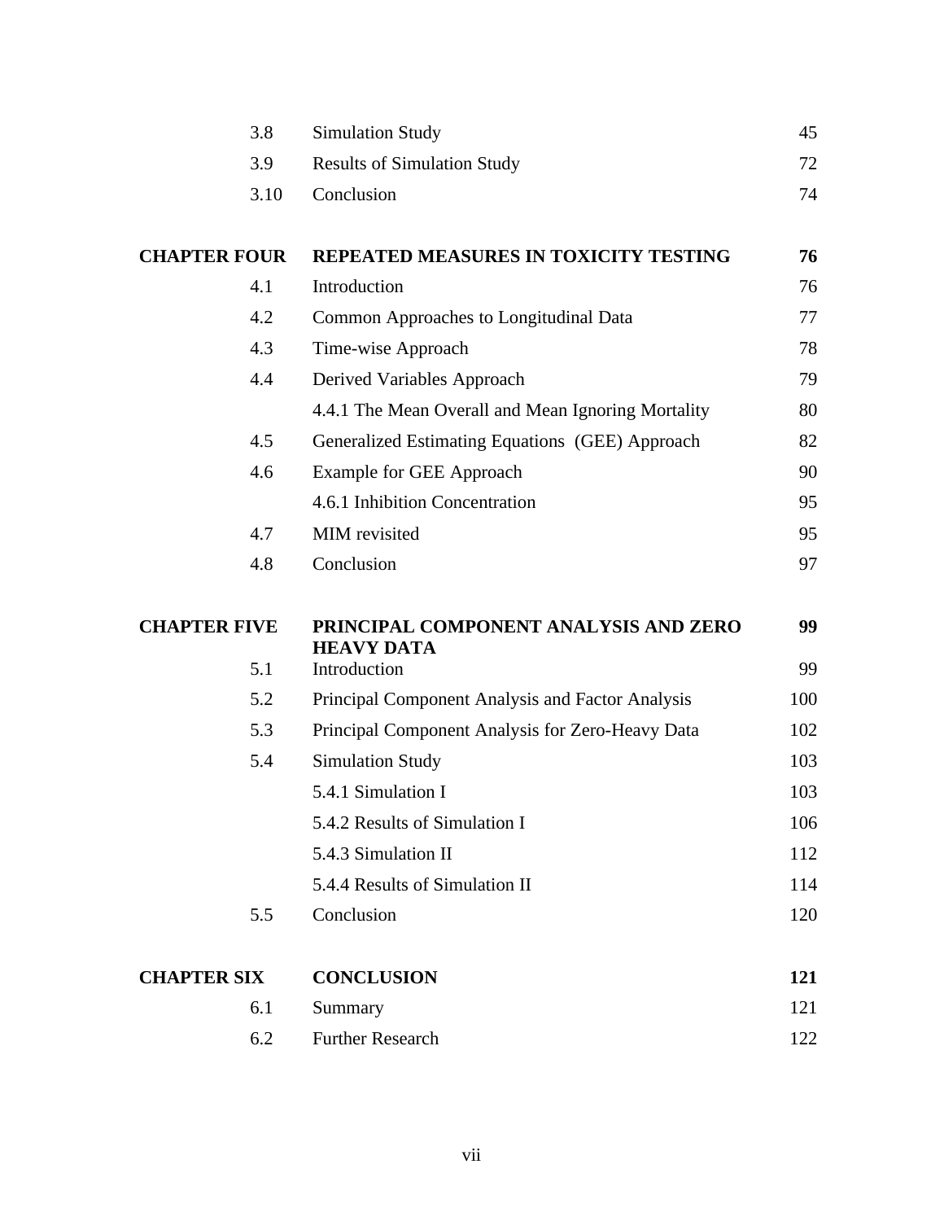| | | |
|---|---|---|
| 3.8 | Simulation Study | 45 |
| 3.9 | Results of Simulation Study | 72 |
| 3.10 | Conclusion | 74 |
| **CHAPTER FOUR** | **REPEATED MEASURES IN TOXICITY TESTING** | **76** |
| 4.1 | Introduction | 76 |
| 4.2 | Common Approaches to Longitudinal Data | 77 |
| 4.3 | Time-wise Approach | 78 |
| 4.4 | Derived Variables Approach | 79 |
| | 4.4.1 The Mean Overall and Mean Ignoring Mortality | 80 |
| 4.5 | Generalized Estimating Equations (GEE) Approach | 82 |
| 4.6 | Example for GEE Approach | 90 |
| | 4.6.1 Inhibition Concentration | 95 |
| 4.7 | MIM revisited | 95 |
| 4.8 | Conclusion | 97 |
| **CHAPTER FIVE** | **PRINCIPAL COMPONENT ANALYSIS AND ZERO HEAVY DATA** | **99** |
| 5.1 | Introduction | 99 |
| 5.2 | Principal Component Analysis and Factor Analysis | 100 |
| 5.3 | Principal Component Analysis for Zero-Heavy Data | 102 |
| 5.4 | Simulation Study | 103 |
| | 5.4.1 Simulation I | 103 |
| | 5.4.2 Results of Simulation I | 106 |
| | 5.4.3 Simulation II | 112 |
| | 5.4.4 Results of Simulation II | 114 |
| 5.5 | Conclusion | 120 |
| **CHAPTER SIX** | **CONCLUSION** | **121** |
| 6.1 | Summary | 121 |
| 6.2 | Further Research | 122 |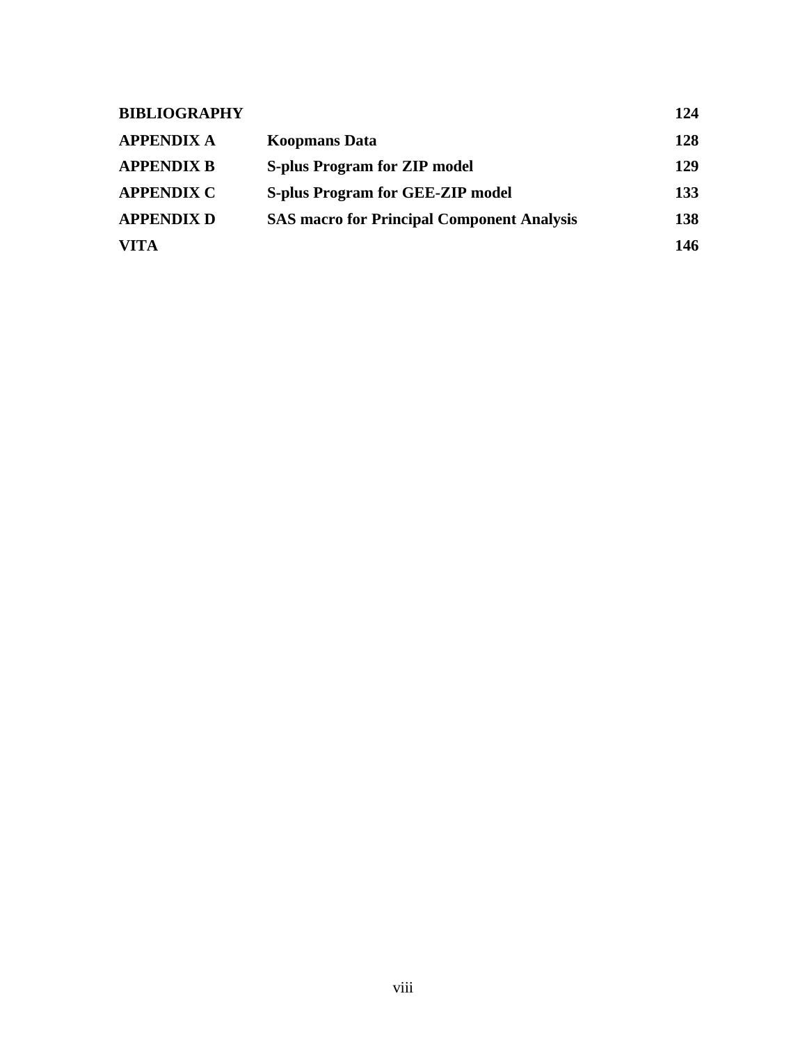| | | |
|---|---|---|
| **BIBLIOGRAPHY** | | **124** |
| **APPENDIX A** | **Koopmans Data** | **128** |
| **APPENDIX B** | **S-plus Program for ZIP model** | **129** |
| **APPENDIX C** | **S-plus Program for GEE-ZIP model** | **133** |
| **APPENDIX D** | **SAS macro for Principal Component Analysis** | **138** |
| **VITA** | | **146** |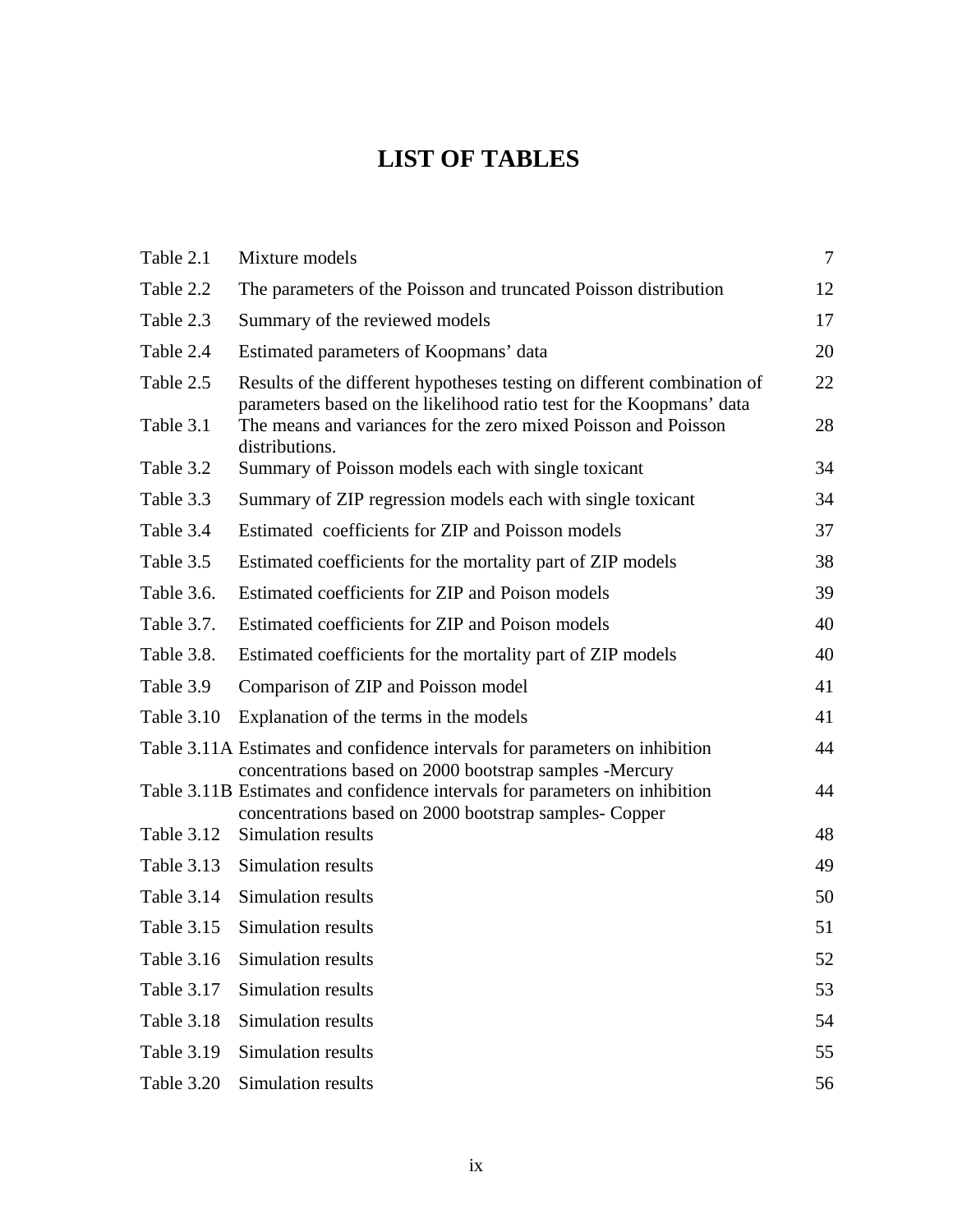# LIST OF TABLES

| | | |
|---|---|---|
| Table 2.1 | Mixture models | 7 |
| Table 2.2 | The parameters of the Poisson and truncated Poisson distribution | 12 |
| Table 2.3 | Summary of the reviewed models | 17 |
| Table 2.4 | Estimated parameters of Koopmans' data | 20 |
| Table 2.5 | Results of the different hypotheses testing on different combination of parameters based on the likelihood ratio test for the Koopmans' data | 22 |
| Table 3.1 | The means and variances for the zero mixed Poisson and Poisson distributions. | 28 |
| Table 3.2 | Summary of Poisson models each with single toxicant | 34 |
| Table 3.3 | Summary of ZIP regression models each with single toxicant | 34 |
| Table 3.4 | Estimated coefficients for ZIP and Poisson models | 37 |
| Table 3.5 | Estimated coefficients for the mortality part of ZIP models | 38 |
| Table 3.6. | Estimated coefficients for ZIP and Poison models | 39 |
| Table 3.7. | Estimated coefficients for ZIP and Poison models | 40 |
| Table 3.8. | Estimated coefficients for the mortality part of ZIP models | 40 |
| Table 3.9 | Comparison of ZIP and Poisson model | 41 |
| Table 3.10 | Explanation of the terms in the models | 41 |
| Table 3.11A | Estimates and confidence intervals for parameters on inhibition concentrations based on 2000 bootstrap samples -Mercury | 44 |
| Table 3.11B | Estimates and confidence intervals for parameters on inhibition concentrations based on 2000 bootstrap samples- Copper | 44 |
| Table 3.12 | Simulation results | 48 |
| Table 3.13 | Simulation results | 49 |
| Table 3.14 | Simulation results | 50 |
| Table 3.15 | Simulation results | 51 |
| Table 3.16 | Simulation results | 52 |
| Table 3.17 | Simulation results | 53 |
| Table 3.18 | Simulation results | 54 |
| Table 3.19 | Simulation results | 55 |
| Table 3.20 | Simulation results | 56 |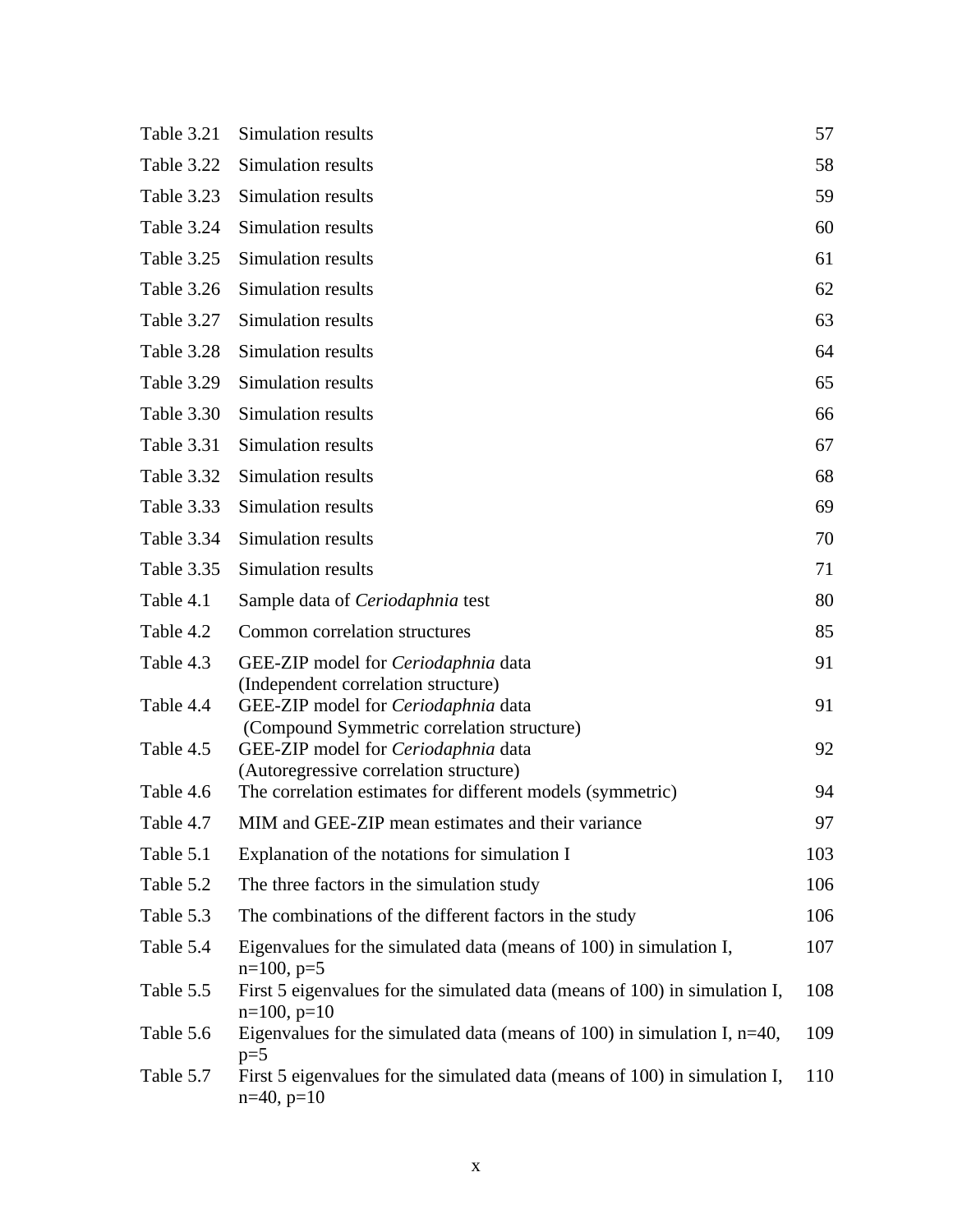| | | |
|---|---|---|
| Table 3.21 | Simulation results | 57 |
| Table 3.22 | Simulation results | 58 |
| Table 3.23 | Simulation results | 59 |
| Table 3.24 | Simulation results | 60 |
| Table 3.25 | Simulation results | 61 |
| Table 3.26 | Simulation results | 62 |
| Table 3.27 | Simulation results | 63 |
| Table 3.28 | Simulation results | 64 |
| Table 3.29 | Simulation results | 65 |
| Table 3.30 | Simulation results | 66 |
| Table 3.31 | Simulation results | 67 |
| Table 3.32 | Simulation results | 68 |
| Table 3.33 | Simulation results | 69 |
| Table 3.34 | Simulation results | 70 |
| Table 3.35 | Simulation results | 71 |
| Table 4.1 | Sample data of *Ceriodaphnia* test | 80 |
| Table 4.2 | Common correlation structures | 85 |
| Table 4.3 | GEE-ZIP model for *Ceriodaphnia* data (Independent correlation structure) | 91 |
| Table 4.4 | GEE-ZIP model for *Ceriodaphnia* data (Compound Symmetric correlation structure) | 91 |
| Table 4.5 | GEE-ZIP model for *Ceriodaphnia* data (Autoregressive correlation structure) | 92 |
| Table 4.6 | The correlation estimates for different models (symmetric) | 94 |
| Table 4.7 | MIM and GEE-ZIP mean estimates and their variance | 97 |
| Table 5.1 | Explanation of the notations for simulation I | 103 |
| Table 5.2 | The three factors in the simulation study | 106 |
| Table 5.3 | The combinations of the different factors in the study | 106 |
| Table 5.4 | Eigenvalues for the simulated data (means of 100) in simulation I, n=100, p=5 | 107 |
| Table 5.5 | First 5 eigenvalues for the simulated data (means of 100) in simulation I, n=100, p=10 | 108 |
| Table 5.6 | Eigenvalues for the simulated data (means of 100) in simulation I, n=40, p=5 | 109 |
| Table 5.7 | First 5 eigenvalues for the simulated data (means of 100) in simulation I, n=40, p=10 | 110 |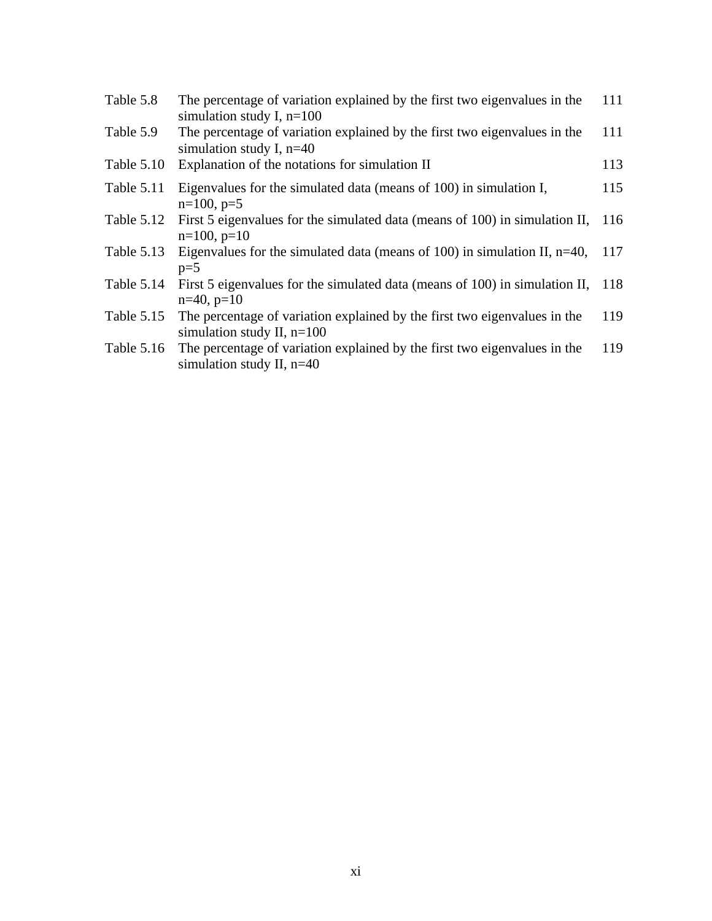| | | |
|---|---|---|
| Table 5.8 | The percentage of variation explained by the first two eigenvalues in the simulation study I, n=100 | 111 |
| Table 5.9 | The percentage of variation explained by the first two eigenvalues in the simulation study I, n=40 | 111 |
| Table 5.10 | Explanation of the notations for simulation II | 113 |
| Table 5.11 | Eigenvalues for the simulated data (means of 100) in simulation I, n=100, p=5 | 115 |
| Table 5.12 | First 5 eigenvalues for the simulated data (means of 100) in simulation II, n=100, p=10 | 116 |
| Table 5.13 | Eigenvalues for the simulated data (means of 100) in simulation II, n=40, p=5 | 117 |
| Table 5.14 | First 5 eigenvalues for the simulated data (means of 100) in simulation II, n=40, p=10 | 118 |
| Table 5.15 | The percentage of variation explained by the first two eigenvalues in the simulation study II, n=100 | 119 |
| Table 5.16 | The percentage of variation explained by the first two eigenvalues in the simulation study II, n=40 | 119 |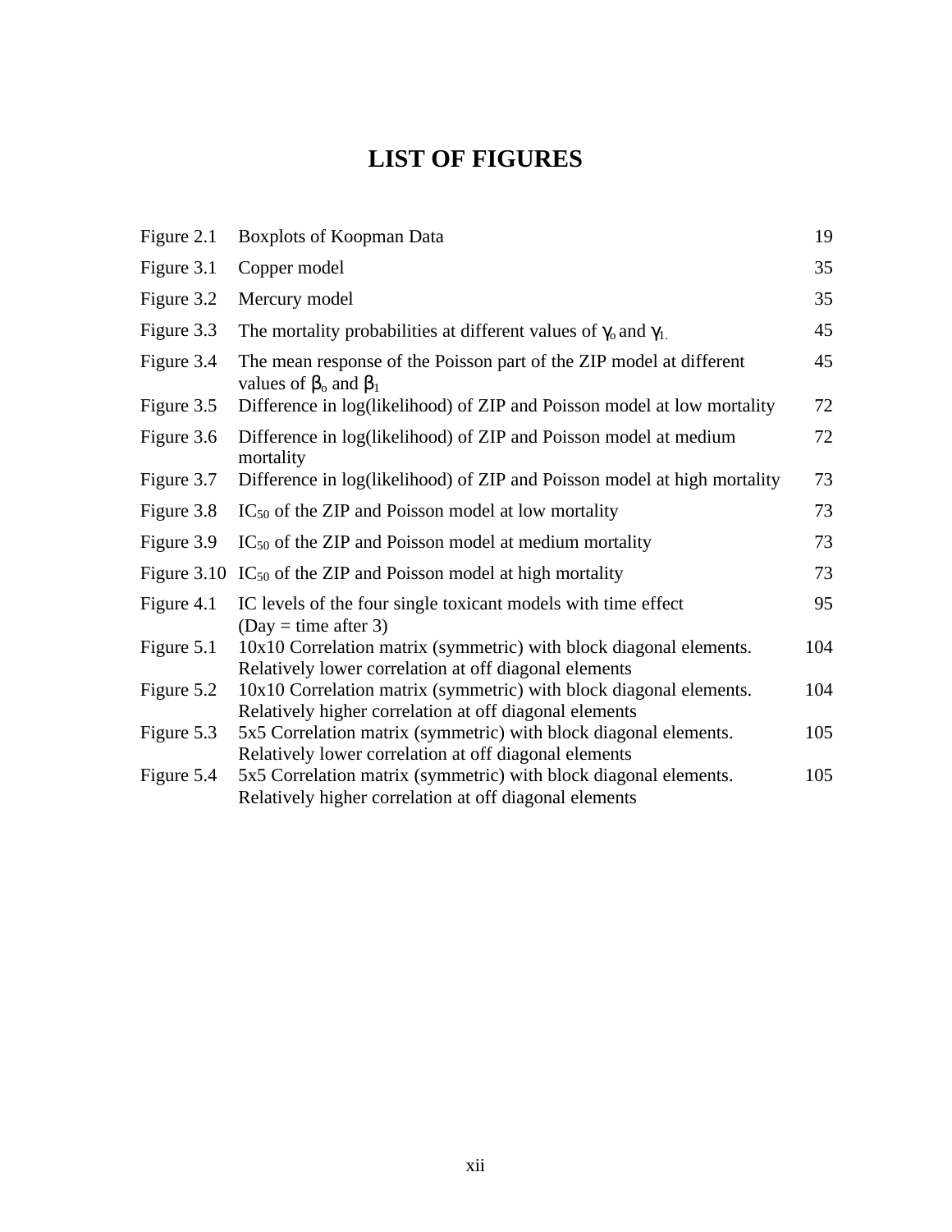# LIST OF FIGURES

| | | |
|---|---|---|
| Figure 2.1 | Boxplots of Koopman Data | 19 |
| Figure 3.1 | Copper model | 35 |
| Figure 3.2 | Mercury model | 35 |
| Figure 3.3 | The mortality probabilities at different values of $\gamma_o$ and $\gamma_1$. | 45 |
| Figure 3.4 | The mean response of the Poisson part of the ZIP model at different values of $\beta_o$ and $\beta_1$ | 45 |
| Figure 3.5 | Difference in log(likelihood) of ZIP and Poisson model at low mortality | 72 |
| Figure 3.6 | Difference in log(likelihood) of ZIP and Poisson model at medium mortality | 72 |
| Figure 3.7 | Difference in log(likelihood) of ZIP and Poisson model at high mortality | 73 |
| Figure 3.8 | $IC_{50}$ of the ZIP and Poisson model at low mortality | 73 |
| Figure 3.9 | $IC_{50}$ of the ZIP and Poisson model at medium mortality | 73 |
| Figure 3.10 | $IC_{50}$ of the ZIP and Poisson model at high mortality | 73 |
| Figure 4.1 | IC levels of the four single toxicant models with time effect (Day = time after 3) | 95 |
| Figure 5.1 | 10x10 Correlation matrix (symmetric) with block diagonal elements. Relatively lower correlation at off diagonal elements | 104 |
| Figure 5.2 | 10x10 Correlation matrix (symmetric) with block diagonal elements. Relatively higher correlation at off diagonal elements | 104 |
| Figure 5.3 | 5x5 Correlation matrix (symmetric) with block diagonal elements. Relatively lower correlation at off diagonal elements | 105 |
| Figure 5.4 | 5x5 Correlation matrix (symmetric) with block diagonal elements. Relatively higher correlation at off diagonal elements | 105 |